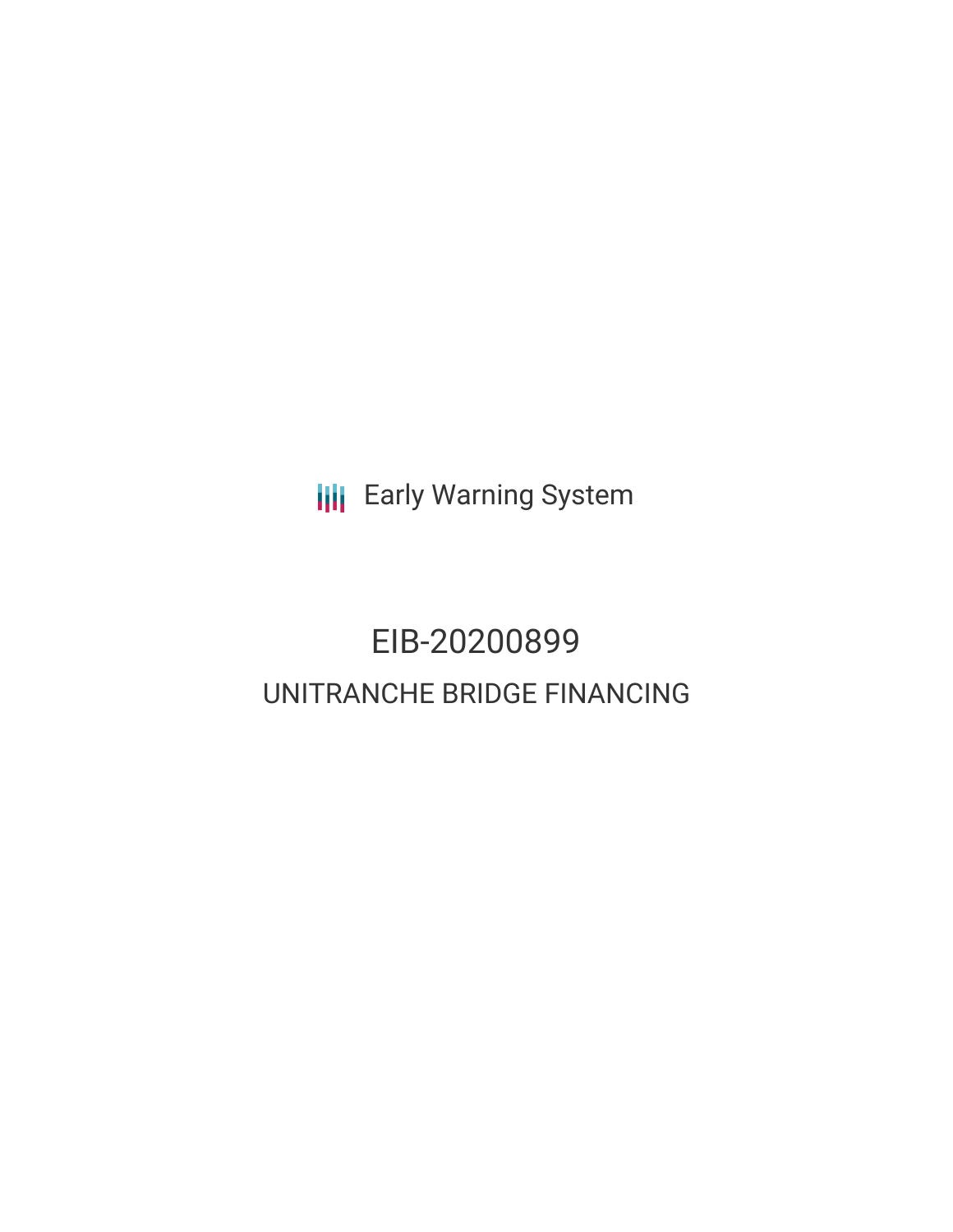Early Warning System

# EIB-20200899

## UNITRANCHE BRIDGE FINANCING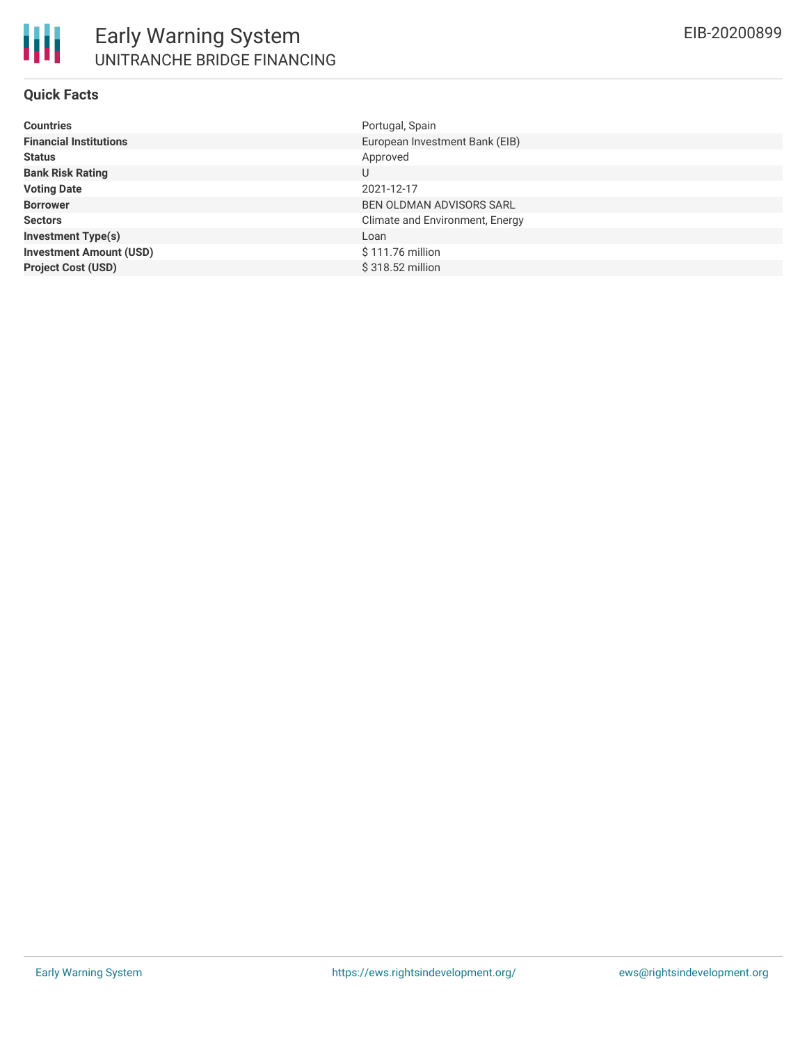# Early Warning System

## UNITRANCHE BRIDGE FINANCING

EIB-20200899

### Quick Facts

| | |
|---|---|
| **Countries** | Portugal, Spain |
| **Financial Institutions** | European Investment Bank (EIB) |
| **Status** | Approved |
| **Bank Risk Rating** | U |
| **Voting Date** | 2021-12-17 |
| **Borrower** | BEN OLDMAN ADVISORS SARL |
| **Sectors** | Climate and Environment, Energy |
| **Investment Type(s)** | Loan |
| **Investment Amount (USD)** | $ 111.76 million |
| **Project Cost (USD)** | $ 318.52 million |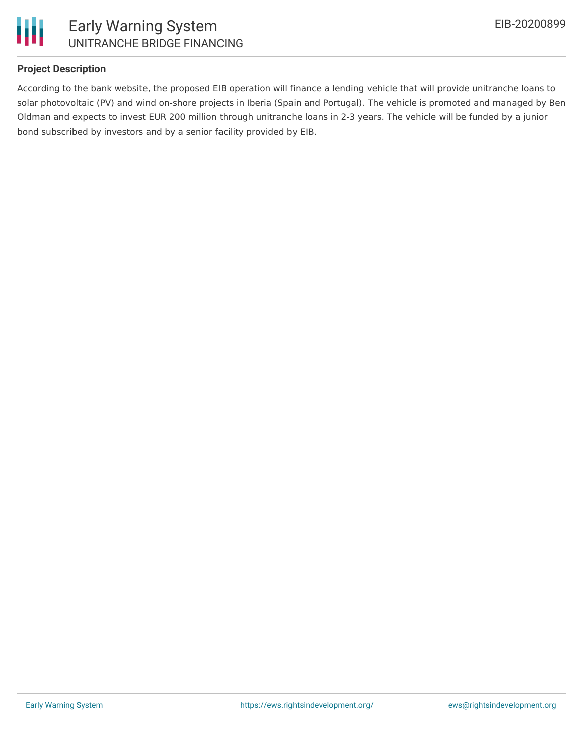## Project Description

According to the bank website, the proposed EIB operation will finance a lending vehicle that will provide unitranche loans to solar photovoltaic (PV) and wind on-shore projects in Iberia (Spain and Portugal). The vehicle is promoted and managed by Ben Oldman and expects to invest EUR 200 million through unitranche loans in 2-3 years. The vehicle will be funded by a junior bond subscribed by investors and by a senior facility provided by EIB.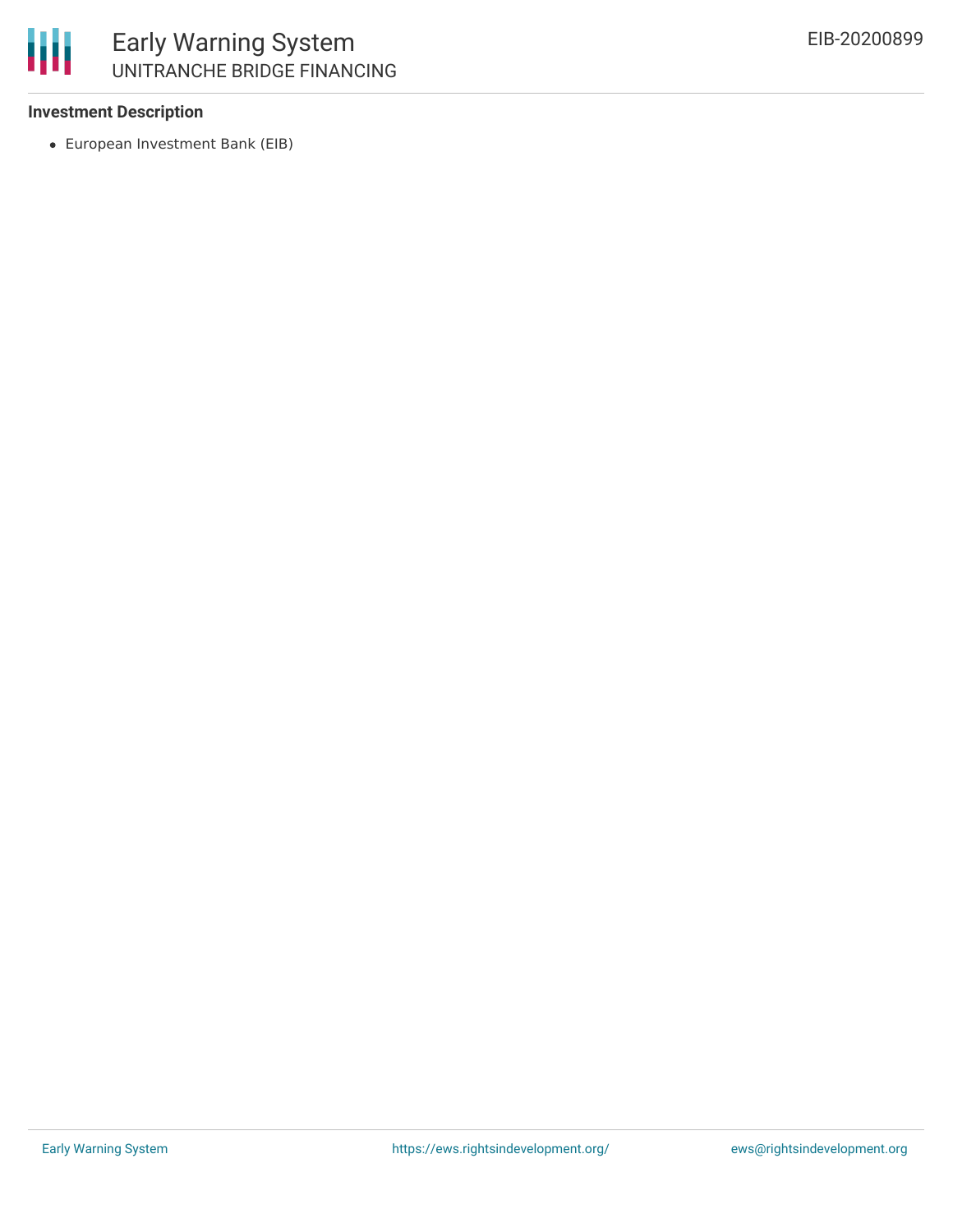### Investment Description

- European Investment Bank (EIB)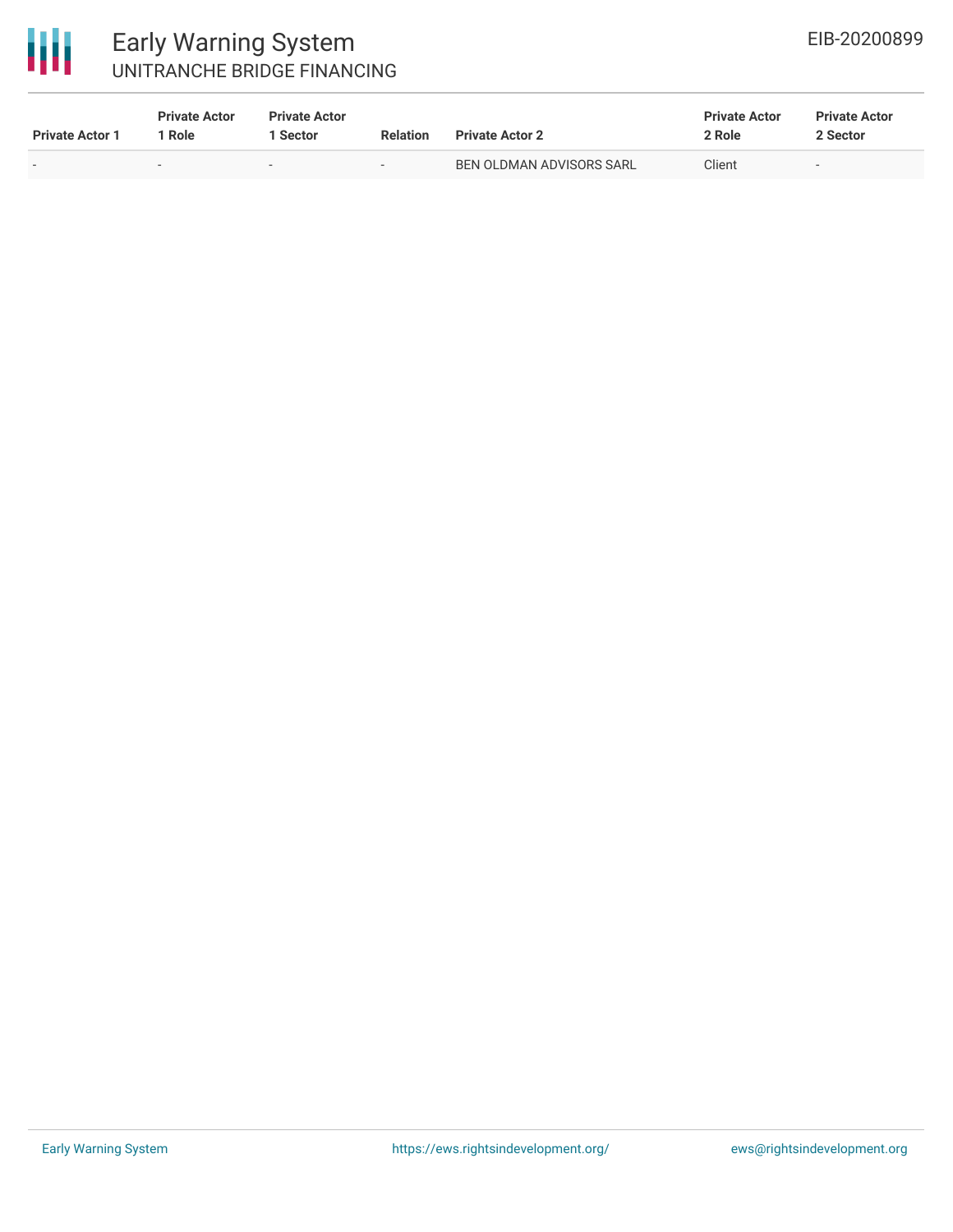| Private Actor 1 | Private Actor 1 Role | Private Actor 1 Sector | Relation | Private Actor 2 | Private Actor 2 Role | Private Actor 2 Sector |
|---|---|---|---|---|---|---|
| - | - | - | - | BEN OLDMAN ADVISORS SARL | Client | - |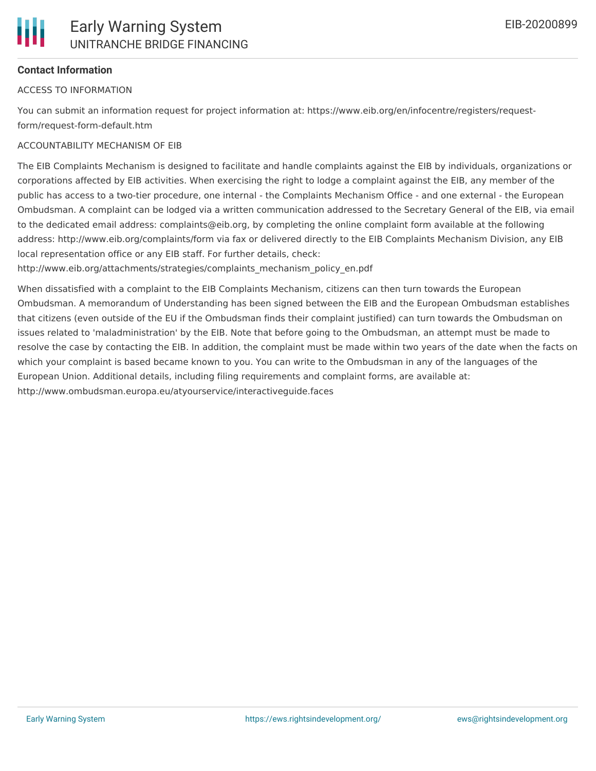**Contact Information**

ACCESS TO INFORMATION

You can submit an information request for project information at: https://www.eib.org/en/infocentre/registers/request-form/request-form-default.htm

ACCOUNTABILITY MECHANISM OF EIB

The EIB Complaints Mechanism is designed to facilitate and handle complaints against the EIB by individuals, organizations or corporations affected by EIB activities. When exercising the right to lodge a complaint against the EIB, any member of the public has access to a two-tier procedure, one internal - the Complaints Mechanism Office - and one external - the European Ombudsman. A complaint can be lodged via a written communication addressed to the Secretary General of the EIB, via email to the dedicated email address: complaints@eib.org, by completing the online complaint form available at the following address: http://www.eib.org/complaints/form via fax or delivered directly to the EIB Complaints Mechanism Division, any EIB local representation office or any EIB staff. For further details, check: http://www.eib.org/attachments/strategies/complaints_mechanism_policy_en.pdf

When dissatisfied with a complaint to the EIB Complaints Mechanism, citizens can then turn towards the European Ombudsman. A memorandum of Understanding has been signed between the EIB and the European Ombudsman establishes that citizens (even outside of the EU if the Ombudsman finds their complaint justified) can turn towards the Ombudsman on issues related to 'maladministration' by the EIB. Note that before going to the Ombudsman, an attempt must be made to resolve the case by contacting the EIB. In addition, the complaint must be made within two years of the date when the facts on which your complaint is based became known to you. You can write to the Ombudsman in any of the languages of the European Union. Additional details, including filing requirements and complaint forms, are available at: http://www.ombudsman.europa.eu/atyourservice/interactiveguide.faces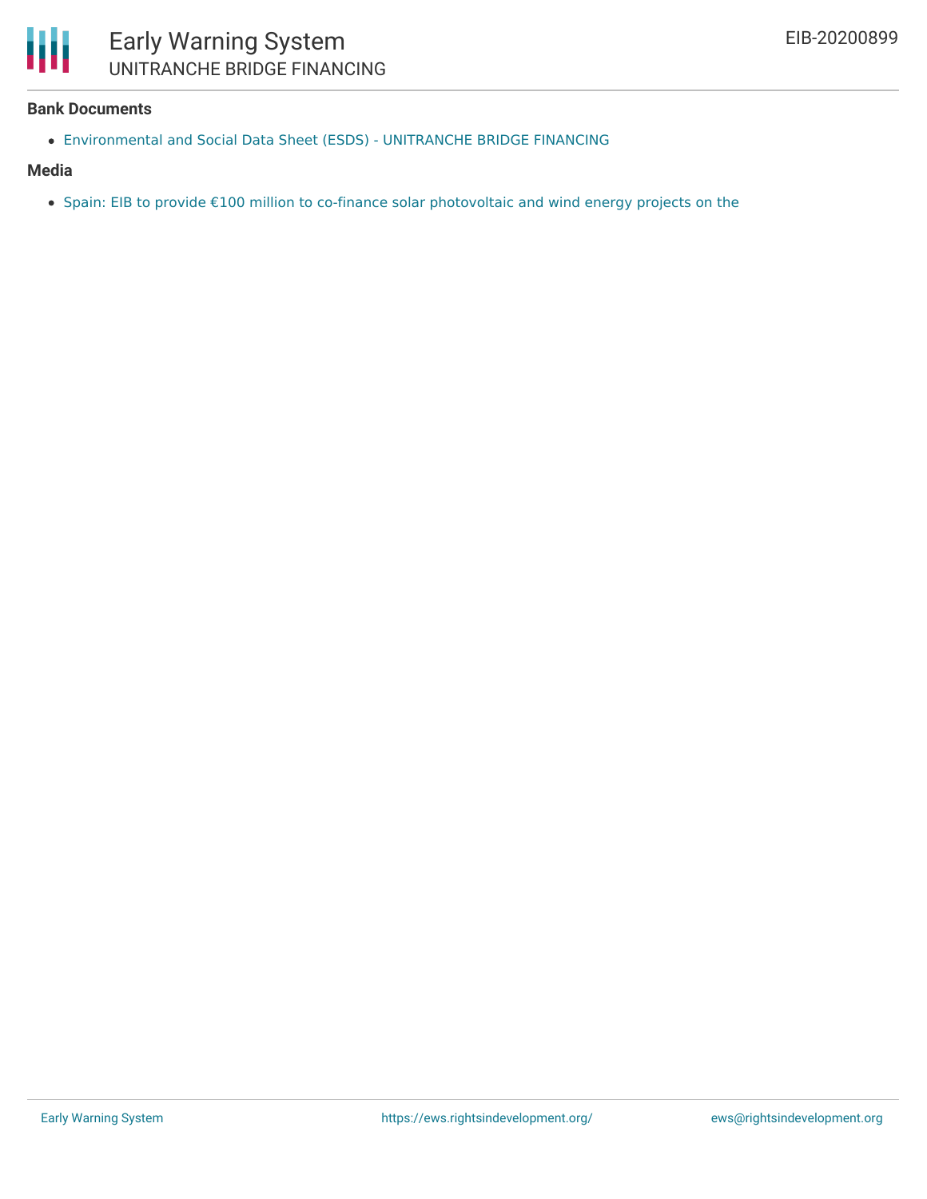### Bank Documents

- Environmental and Social Data Sheet (ESDS) - UNITRANCHE BRIDGE FINANCING

### Media

- Spain: EIB to provide €100 million to co-finance solar photovoltaic and wind energy projects on the